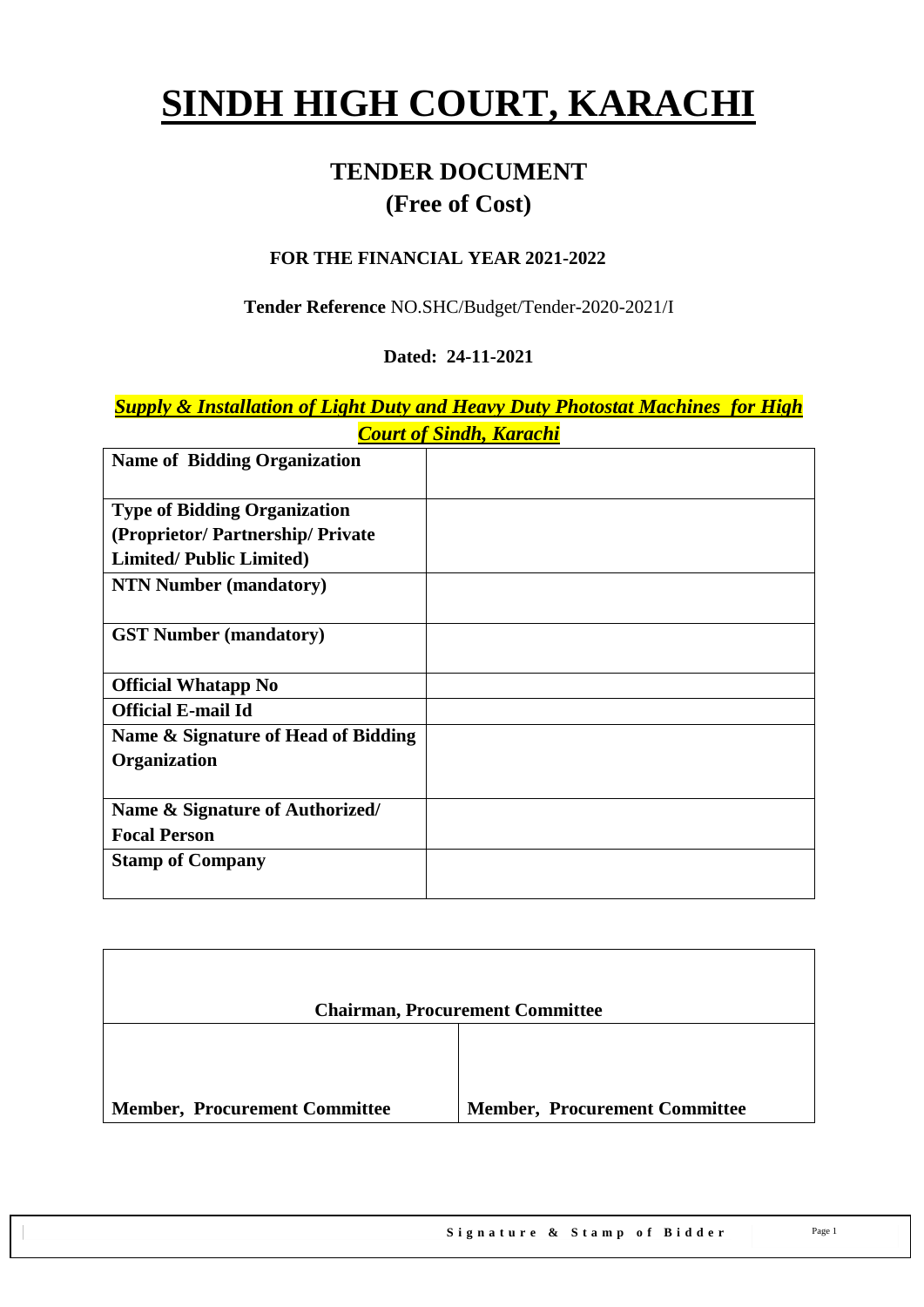# SINDH HIGH COURT, KARACHI

## TENDER DOCUMENT
## (Free of Cost)

**FOR THE FINANCIAL YEAR 2021-2022**

**Tender Reference** NO.SHC/Budget/Tender-2020-2021/I

**Dated: 24-11-2021**

***Supply & Installation of Light Duty and Heavy Duty Photostat Machines for High Court of Sindh, Karachi***

| | |
|---|---|
| **Name of Bidding Organization** | |
| **Type of Bidding Organization (Proprietor/ Partnership/ Private Limited/ Public Limited)** | |
| **NTN Number (mandatory)** | |
| **GST Number (mandatory)** | |
| **Official Whatapp No** | |
| **Official E-mail Id** | |
| **Name & Signature of Head of Bidding Organization** | |
| **Name & Signature of Authorized/ Focal Person** | |
| **Stamp of Company** | |

| **Chairman, Procurement Committee** | |
|---|---|
| **Member, Procurement Committee** | **Member, Procurement Committee** |

**Signature & Stamp of Bidder**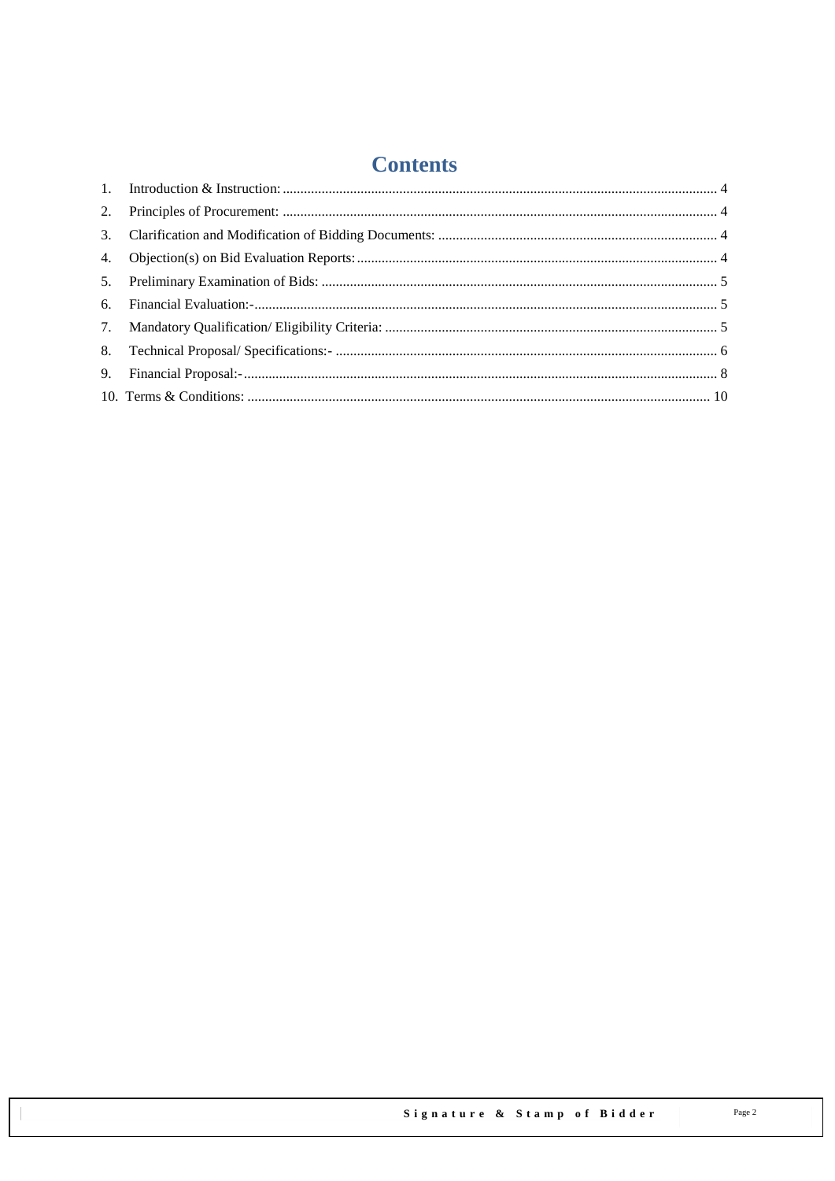# Contents

1. Introduction & Instruction: 4
2. Principles of Procurement: 4
3. Clarification and Modification of Bidding Documents: 4
4. Objection(s) on Bid Evaluation Reports: 4
5. Preliminary Examination of Bids: 5
6. Financial Evaluation:- 5
7. Mandatory Qualification/ Eligibility Criteria: 5
8. Technical Proposal/ Specifications:- 6
9. Financial Proposal:- 8
10. Terms & Conditions: 10

Signature & Stamp of Bidder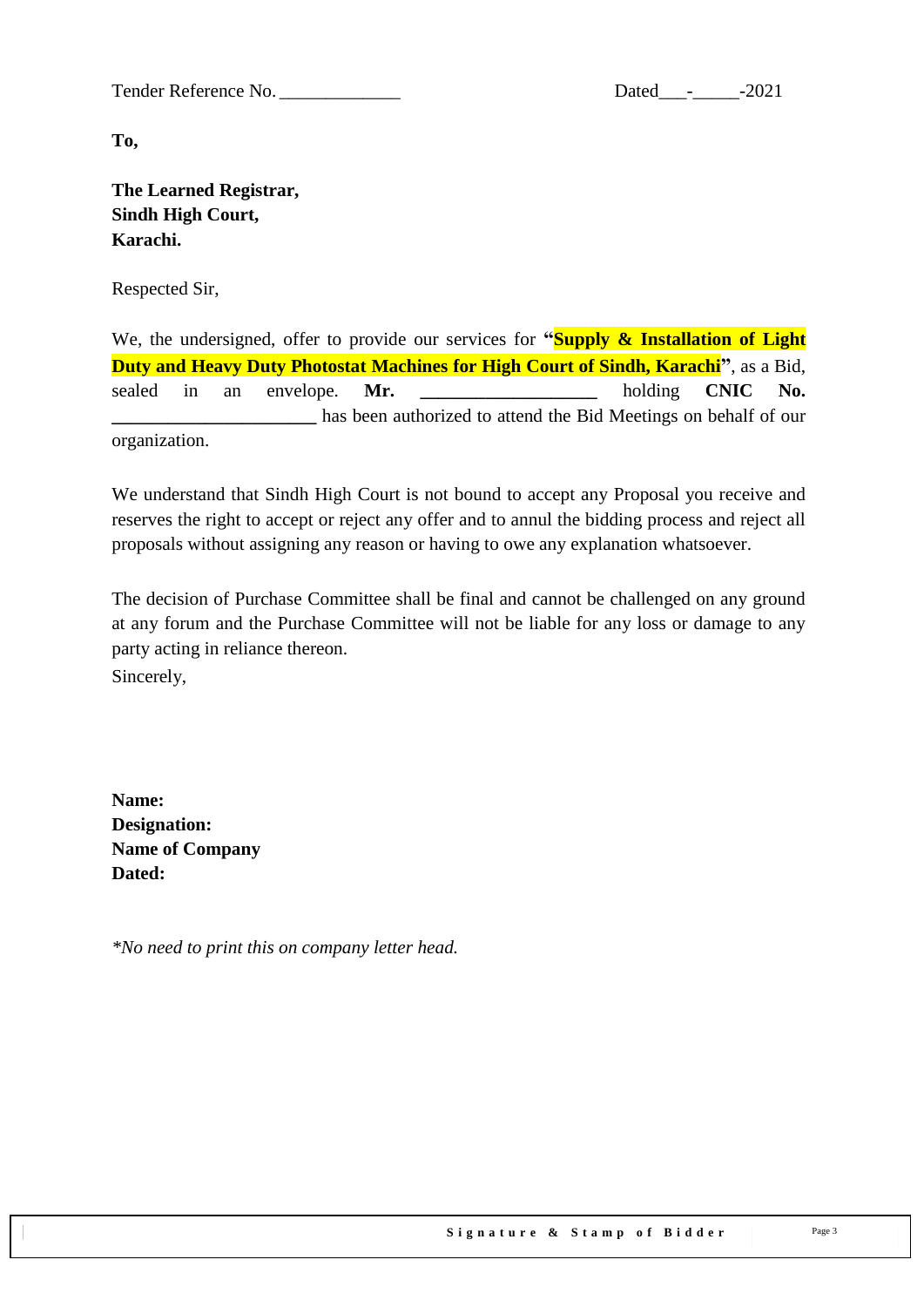Tender Reference No. _____________ Dated___-_____-2021

**To,**

**The Learned Registrar,**
**Sindh High Court,**
**Karachi.**

Respected Sir,

We, the undersigned, offer to provide our services for **"Supply & Installation of Light Duty and Heavy Duty Photostat Machines for High Court of Sindh, Karachi"**, as a Bid, sealed in an envelope. **Mr. ___________________** holding **CNIC No. ______________________** has been authorized to attend the Bid Meetings on behalf of our organization.

We understand that Sindh High Court is not bound to accept any Proposal you receive and reserves the right to accept or reject any offer and to annul the bidding process and reject all proposals without assigning any reason or having to owe any explanation whatsoever.

The decision of Purchase Committee shall be final and cannot be challenged on any ground at any forum and the Purchase Committee will not be liable for any loss or damage to any party acting in reliance thereon.

Sincerely,

**Name:**
**Designation:**
**Name of Company**
**Dated:**

*\*No need to print this on company letter head.*

**Signature & Stamp of Bidder**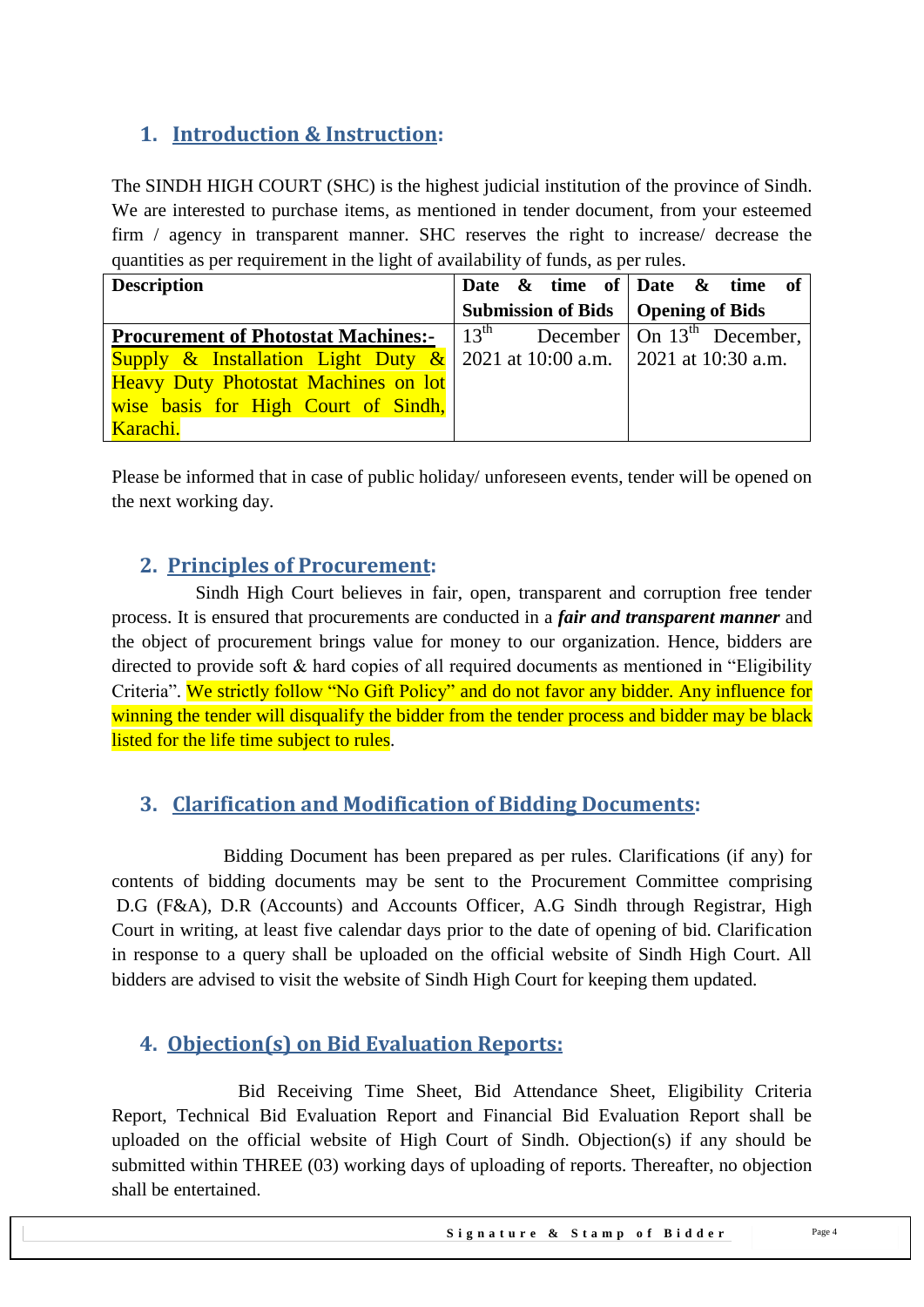## 1. Introduction & Instruction:

The SINDH HIGH COURT (SHC) is the highest judicial institution of the province of Sindh. We are interested to purchase items, as mentioned in tender document, from your esteemed firm / agency in transparent manner. SHC reserves the right to increase/ decrease the quantities as per requirement in the light of availability of funds, as per rules.

| Description | Date & time of Submission of Bids | Date & time of Opening of Bids |
|---|---|---|
| **Procurement of Photostat Machines:-** Supply & Installation Light Duty & Heavy Duty Photostat Machines on lot wise basis for High Court of Sindh, Karachi. | 13th December 2021 at 10:00 a.m. | On 13th December, 2021 at 10:30 a.m. |

Please be informed that in case of public holiday/ unforeseen events, tender will be opened on the next working day.

## 2. Principles of Procurement:

Sindh High Court believes in fair, open, transparent and corruption free tender process. It is ensured that procurements are conducted in a ***fair and transparent manner*** and the object of procurement brings value for money to our organization. Hence, bidders are directed to provide soft & hard copies of all required documents as mentioned in "Eligibility Criteria". We strictly follow "No Gift Policy" and do not favor any bidder. Any influence for winning the tender will disqualify the bidder from the tender process and bidder may be black listed for the life time subject to rules.

## 3. Clarification and Modification of Bidding Documents:

Bidding Document has been prepared as per rules. Clarifications (if any) for contents of bidding documents may be sent to the Procurement Committee comprising D.G (F&A), D.R (Accounts) and Accounts Officer, A.G Sindh through Registrar, High Court in writing, at least five calendar days prior to the date of opening of bid. Clarification in response to a query shall be uploaded on the official website of Sindh High Court. All bidders are advised to visit the website of Sindh High Court for keeping them updated.

## 4. Objection(s) on Bid Evaluation Reports:

Bid Receiving Time Sheet, Bid Attendance Sheet, Eligibility Criteria Report, Technical Bid Evaluation Report and Financial Bid Evaluation Report shall be uploaded on the official website of High Court of Sindh. Objection(s) if any should be submitted within THREE (03) working days of uploading of reports. Thereafter, no objection shall be entertained.

**Signature & Stamp of Bidder**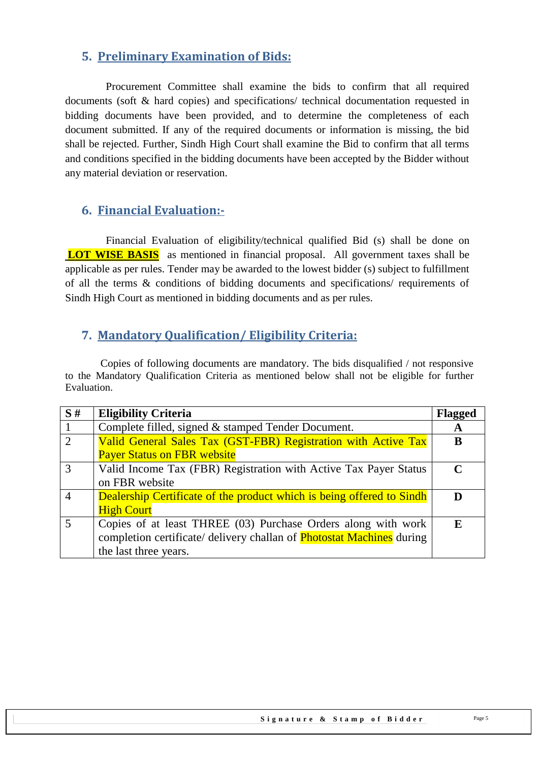## 5. Preliminary Examination of Bids:

Procurement Committee shall examine the bids to confirm that all required documents (soft & hard copies) and specifications/ technical documentation requested in bidding documents have been provided, and to determine the completeness of each document submitted. If any of the required documents or information is missing, the bid shall be rejected. Further, Sindh High Court shall examine the Bid to confirm that all terms and conditions specified in the bidding documents have been accepted by the Bidder without any material deviation or reservation.

## 6. Financial Evaluation:-

Financial Evaluation of eligibility/technical qualified Bid (s) shall be done on **LOT WISE BASIS** as mentioned in financial proposal. All government taxes shall be applicable as per rules. Tender may be awarded to the lowest bidder (s) subject to fulfillment of all the terms & conditions of bidding documents and specifications/ requirements of Sindh High Court as mentioned in bidding documents and as per rules.

## 7. Mandatory Qualification/ Eligibility Criteria:

Copies of following documents are mandatory. The bids disqualified / not responsive to the Mandatory Qualification Criteria as mentioned below shall not be eligible for further Evaluation.

| S # | Eligibility Criteria | Flagged |
|---|---|---|
| 1 | Complete filled, signed & stamped Tender Document. | **A** |
| 2 | Valid General Sales Tax (GST-FBR) Registration with Active Tax Payer Status on FBR website | **B** |
| 3 | Valid Income Tax (FBR) Registration with Active Tax Payer Status on FBR website | **C** |
| 4 | Dealership Certificate of the product which is being offered to Sindh High Court | **D** |
| 5 | Copies of at least THREE (03) Purchase Orders along with work completion certificate/ delivery challan of Photostat Machines during the last three years. | **E** |

Signature & Stamp of Bidder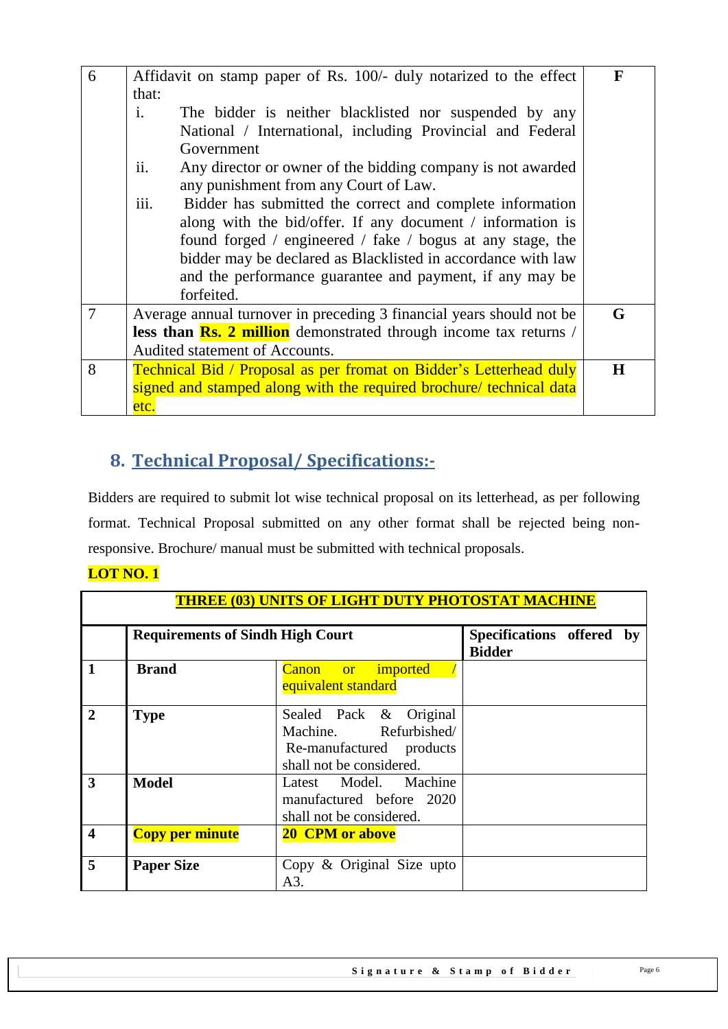| 6 | Affidavit on stamp paper of Rs. 100/- duly notarized to the effect that:<br>i. The bidder is neither blacklisted nor suspended by any National / International, including Provincial and Federal Government<br>ii. Any director or owner of the bidding company is not awarded any punishment from any Court of Law.<br>iii. Bidder has submitted the correct and complete information along with the bid/offer. If any document / information is found forged / engineered / fake / bogus at any stage, the bidder may be declared as Blacklisted in accordance with law and the performance guarantee and payment, if any may be forfeited. | **F** |
|---|---|---|
| 7 | Average annual turnover in preceding 3 financial years should not be **less than Rs. 2 million** demonstrated through income tax returns / Audited statement of Accounts. | **G** |
| 8 | Technical Bid / Proposal as per fromat on Bidder's Letterhead duly signed and stamped along with the required brochure/ technical data etc. | **H** |

## 8. Technical Proposal/ Specifications:-

Bidders are required to submit lot wise technical proposal on its letterhead, as per following format. Technical Proposal submitted on any other format shall be rejected being non-responsive. Brochure/ manual must be submitted with technical proposals.

**LOT NO. 1**

| **THREE (03) UNITS OF LIGHT DUTY PHOTOSTAT MACHINE** | | | |
|---|---|---|---|
| | **Requirements of Sindh High Court** | | **Specifications offered by Bidder** |
| **1** | **Brand** | Canon or imported / equivalent standard | |
| **2** | **Type** | Sealed Pack & Original Machine. Refurbished/ Re-manufactured products shall not be considered. | |
| **3** | **Model** | Latest Model. Machine manufactured before 2020 shall not be considered. | |
| **4** | **Copy per minute** | **20 CPM or above** | |
| **5** | **Paper Size** | Copy & Original Size upto A3. | |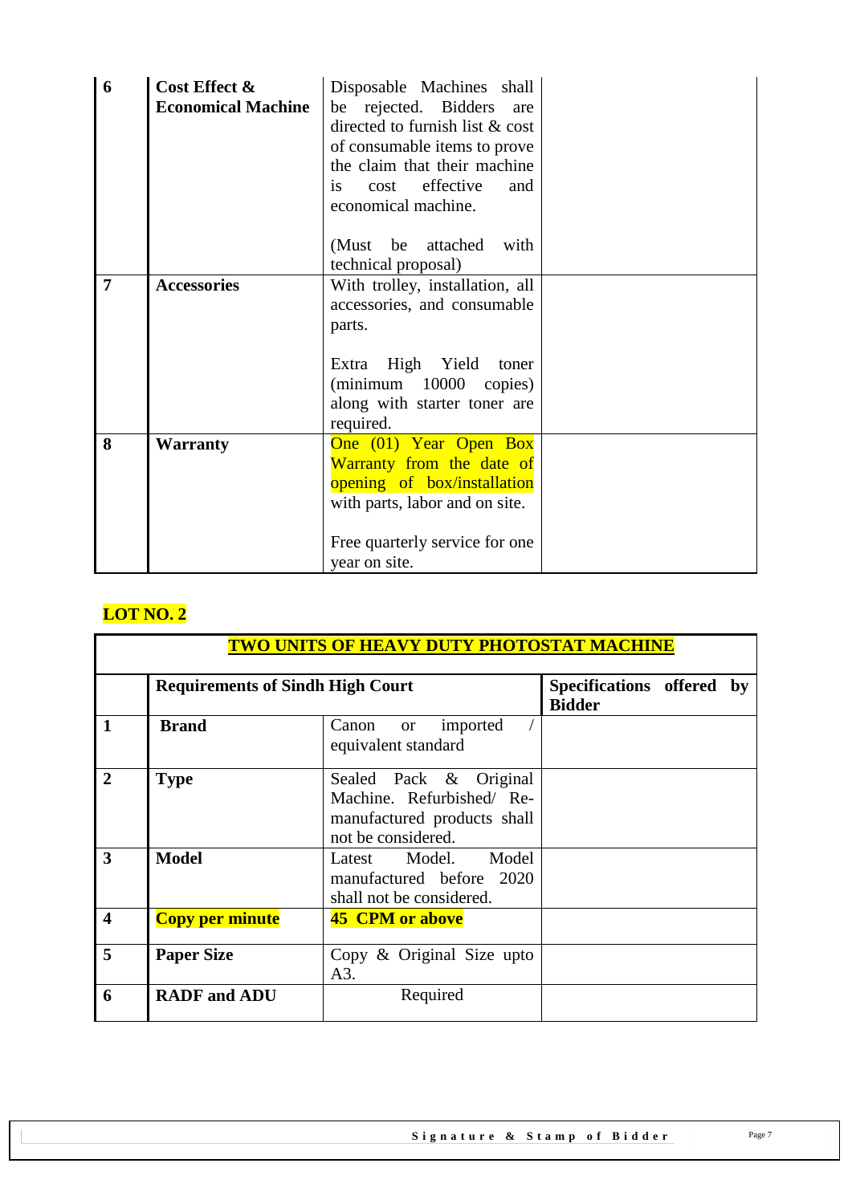| | | | |
|---|---|---|---|
| **6** | **Cost Effect & Economical Machine** | Disposable Machines shall be rejected. Bidders are directed to furnish list & cost of consumable items to prove the claim that their machine is cost effective and economical machine.<br><br>(Must be attached with technical proposal) | |
| **7** | **Accessories** | With trolley, installation, all accessories, and consumable parts.<br><br>Extra High Yield toner (minimum 10000 copies) along with starter toner are required. | |
| **8** | **Warranty** | One (01) Year Open Box Warranty from the date of opening of box/installation with parts, labor and on site.<br><br>Free quarterly service for one year on site. | |

**LOT NO. 2**

| **TWO UNITS OF HEAVY DUTY PHOTOSTAT MACHINE** | | | |
|---|---|---|---|
| | **Requirements of Sindh High Court** | | **Specifications offered by Bidder** |
| **1** | **Brand** | Canon or imported / equivalent standard | |
| **2** | **Type** | Sealed Pack & Original Machine. Refurbished/ Re-manufactured products shall not be considered. | |
| **3** | **Model** | Latest Model. Model manufactured before 2020 shall not be considered. | |
| **4** | **Copy per minute** | **45 CPM or above** | |
| **5** | **Paper Size** | Copy & Original Size upto A3. | |
| **6** | **RADF and ADU** | Required | |

**Signature & Stamp of Bidder**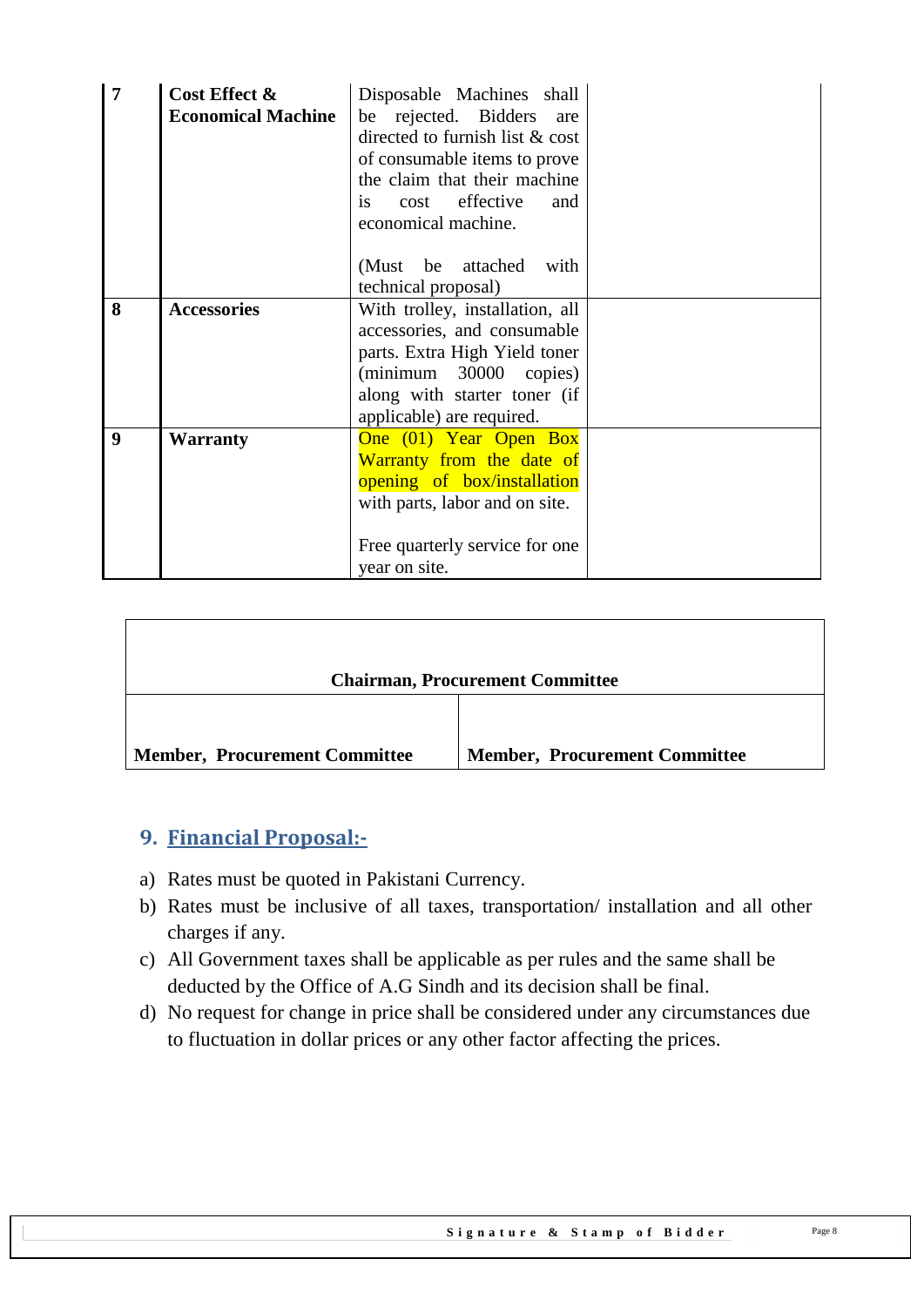| 7 | **Cost Effect & Economical Machine** | Disposable Machines shall be rejected. Bidders are directed to furnish list & cost of consumable items to prove the claim that their machine is cost effective and economical machine.<br><br>(Must be attached with technical proposal) | |
|---|---|---|---|
| 8 | **Accessories** | With trolley, installation, all accessories, and consumable parts. Extra High Yield toner (minimum 30000 copies) along with starter toner (if applicable) are required. | |
| 9 | **Warranty** | One (01) Year Open Box Warranty from the date of opening of box/installation with parts, labor and on site.<br><br>Free quarterly service for one year on site. | |

| **Chairman, Procurement Committee** | |
|---|---|
| **Member, Procurement Committee** | **Member, Procurement Committee** |

## 9. Financial Proposal:-

a) Rates must be quoted in Pakistani Currency.
b) Rates must be inclusive of all taxes, transportation/ installation and all other charges if any.
c) All Government taxes shall be applicable as per rules and the same shall be deducted by the Office of A.G Sindh and its decision shall be final.
d) No request for change in price shall be considered under any circumstances due to fluctuation in dollar prices or any other factor affecting the prices.

**Signature & Stamp of Bidder**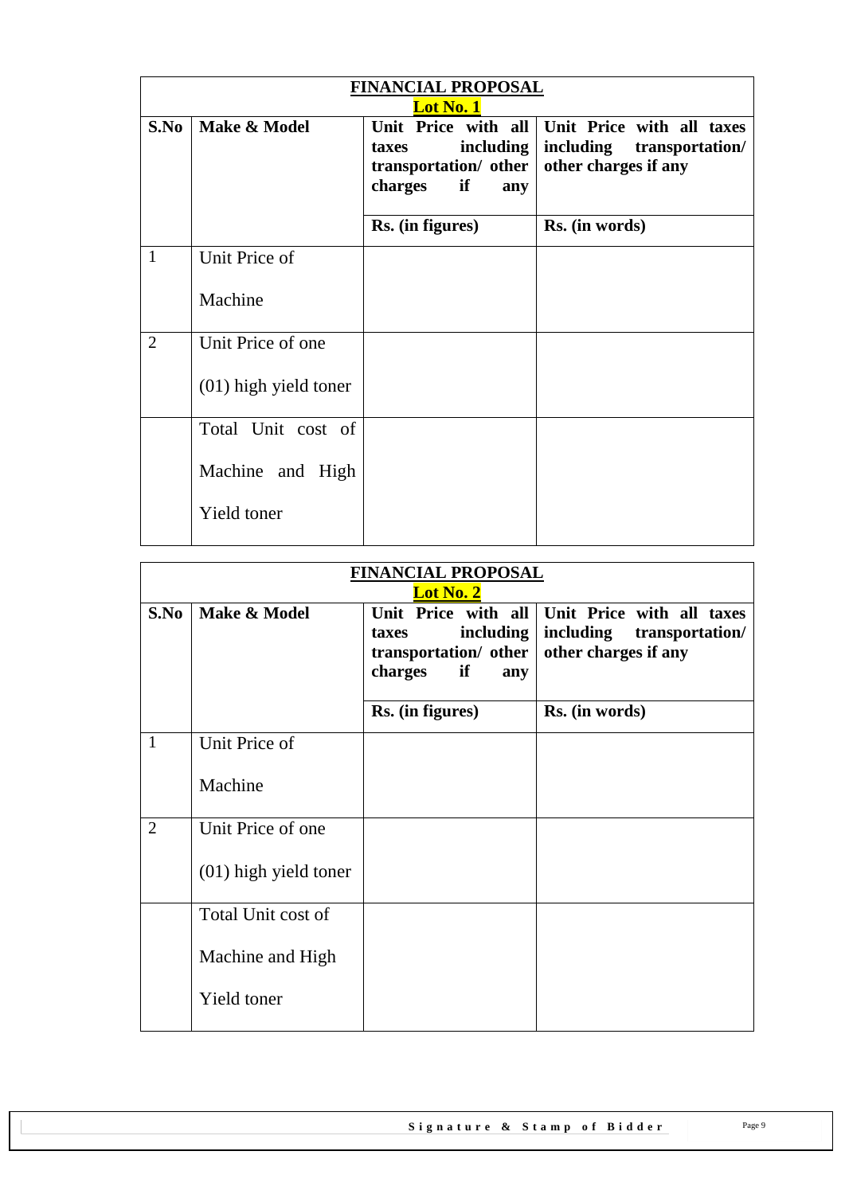## FINANCIAL PROPOSAL

**Lot No. 1**

| S.No | Make & Model | Unit Price with all taxes including transportation/ other charges if any | Unit Price with all taxes including transportation/ other charges if any |
|---|---|---|---|
| | | Rs. (in figures) | Rs. (in words) |
| 1 | Unit Price of Machine | | |
| 2 | Unit Price of one (01) high yield toner | | |
| | Total Unit cost of Machine and High Yield toner | | |

## FINANCIAL PROPOSAL

**Lot No. 2**

| S.No | Make & Model | Unit Price with all taxes including transportation/ other charges if any | Unit Price with all taxes including transportation/ other charges if any |
|---|---|---|---|
| | | Rs. (in figures) | Rs. (in words) |
| 1 | Unit Price of Machine | | |
| 2 | Unit Price of one (01) high yield toner | | |
| | Total Unit cost of Machine and High Yield toner | | |

**Signature & Stamp of Bidder**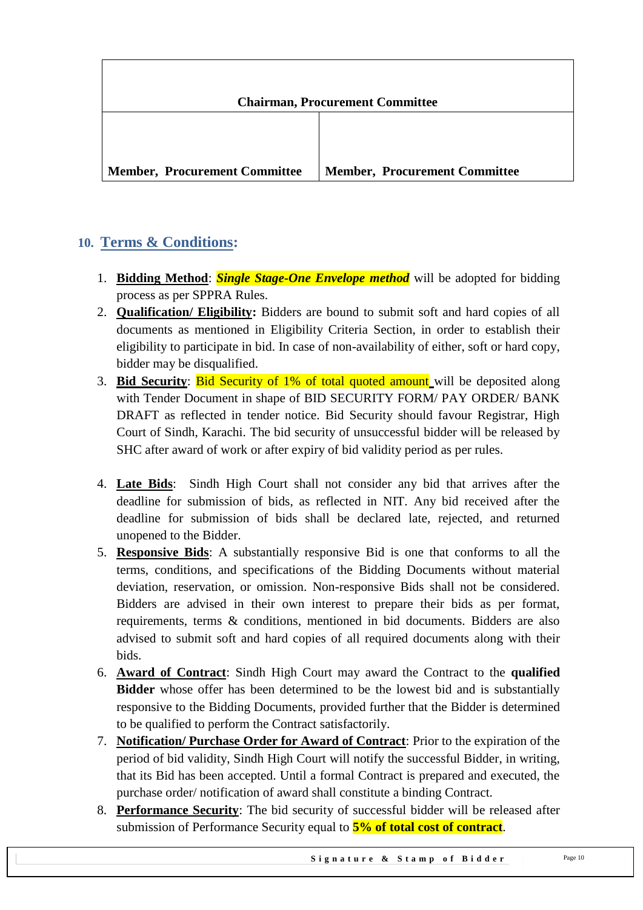| Chairman, Procurement Committee | |
|---|---|
| Member, Procurement Committee | Member, Procurement Committee |

## 10. Terms & Conditions:

1. **Bidding Method**: ***Single Stage-One Envelope method*** will be adopted for bidding process as per SPPRA Rules.
2. **Qualification/ Eligibility:** Bidders are bound to submit soft and hard copies of all documents as mentioned in Eligibility Criteria Section, in order to establish their eligibility to participate in bid. In case of non-availability of either, soft or hard copy, bidder may be disqualified.
3. **Bid Security**: Bid Security of 1% of total quoted amount will be deposited along with Tender Document in shape of BID SECURITY FORM/ PAY ORDER/ BANK DRAFT as reflected in tender notice. Bid Security should favour Registrar, High Court of Sindh, Karachi. The bid security of unsuccessful bidder will be released by SHC after award of work or after expiry of bid validity period as per rules.
4. **Late Bids**: Sindh High Court shall not consider any bid that arrives after the deadline for submission of bids, as reflected in NIT. Any bid received after the deadline for submission of bids shall be declared late, rejected, and returned unopened to the Bidder.
5. **Responsive Bids**: A substantially responsive Bid is one that conforms to all the terms, conditions, and specifications of the Bidding Documents without material deviation, reservation, or omission. Non-responsive Bids shall not be considered. Bidders are advised in their own interest to prepare their bids as per format, requirements, terms & conditions, mentioned in bid documents. Bidders are also advised to submit soft and hard copies of all required documents along with their bids.
6. **Award of Contract**: Sindh High Court may award the Contract to the **qualified Bidder** whose offer has been determined to be the lowest bid and is substantially responsive to the Bidding Documents, provided further that the Bidder is determined to be qualified to perform the Contract satisfactorily.
7. **Notification/ Purchase Order for Award of Contract**: Prior to the expiration of the period of bid validity, Sindh High Court will notify the successful Bidder, in writing, that its Bid has been accepted. Until a formal Contract is prepared and executed, the purchase order/ notification of award shall constitute a binding Contract.
8. **Performance Security**: The bid security of successful bidder will be released after submission of Performance Security equal to **5% of total cost of contract**.

Signature & Stamp of Bidder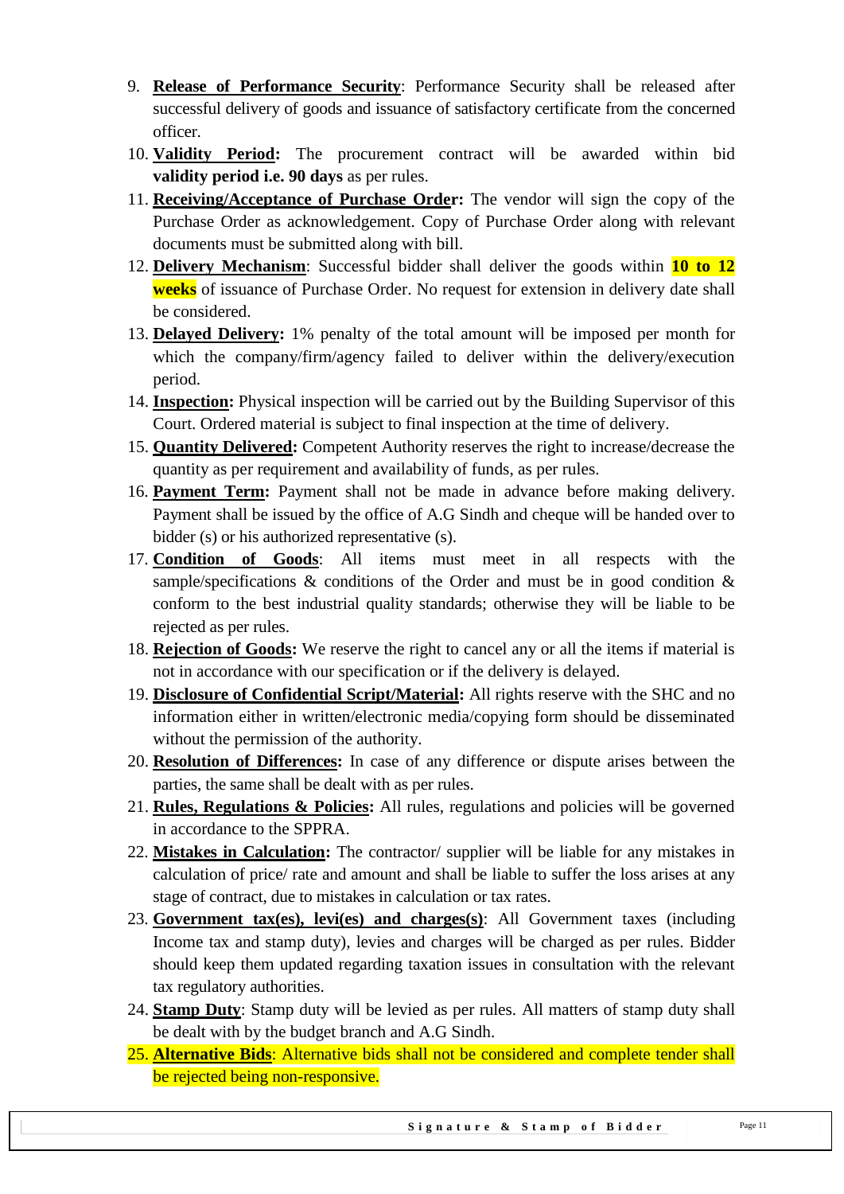9. **Release of Performance Security**: Performance Security shall be released after successful delivery of goods and issuance of satisfactory certificate from the concerned officer.
10. **Validity Period:** The procurement contract will be awarded within bid **validity period i.e. 90 days** as per rules.
11. **Receiving/Acceptance of Purchase Order:** The vendor will sign the copy of the Purchase Order as acknowledgement. Copy of Purchase Order along with relevant documents must be submitted along with bill.
12. **Delivery Mechanism**: Successful bidder shall deliver the goods within **10 to 12 weeks** of issuance of Purchase Order. No request for extension in delivery date shall be considered.
13. **Delayed Delivery:** 1% penalty of the total amount will be imposed per month for which the company/firm/agency failed to deliver within the delivery/execution period.
14. **Inspection:** Physical inspection will be carried out by the Building Supervisor of this Court. Ordered material is subject to final inspection at the time of delivery.
15. **Quantity Delivered:** Competent Authority reserves the right to increase/decrease the quantity as per requirement and availability of funds, as per rules.
16. **Payment Term:** Payment shall not be made in advance before making delivery. Payment shall be issued by the office of A.G Sindh and cheque will be handed over to bidder (s) or his authorized representative (s).
17. **Condition of Goods**: All items must meet in all respects with the sample/specifications & conditions of the Order and must be in good condition & conform to the best industrial quality standards; otherwise they will be liable to be rejected as per rules.
18. **Rejection of Goods:** We reserve the right to cancel any or all the items if material is not in accordance with our specification or if the delivery is delayed.
19. **Disclosure of Confidential Script/Material:** All rights reserve with the SHC and no information either in written/electronic media/copying form should be disseminated without the permission of the authority.
20. **Resolution of Differences:** In case of any difference or dispute arises between the parties, the same shall be dealt with as per rules.
21. **Rules, Regulations & Policies:** All rules, regulations and policies will be governed in accordance to the SPPRA.
22. **Mistakes in Calculation:** The contractor/ supplier will be liable for any mistakes in calculation of price/ rate and amount and shall be liable to suffer the loss arises at any stage of contract, due to mistakes in calculation or tax rates.
23. **Government tax(es), levi(es) and charges(s)**: All Government taxes (including Income tax and stamp duty), levies and charges will be charged as per rules. Bidder should keep them updated regarding taxation issues in consultation with the relevant tax regulatory authorities.
24. **Stamp Duty**: Stamp duty will be levied as per rules. All matters of stamp duty shall be dealt with by the budget branch and A.G Sindh.
25. **Alternative Bids**: Alternative bids shall not be considered and complete tender shall be rejected being non-responsive.

**Signature & Stamp of Bidder**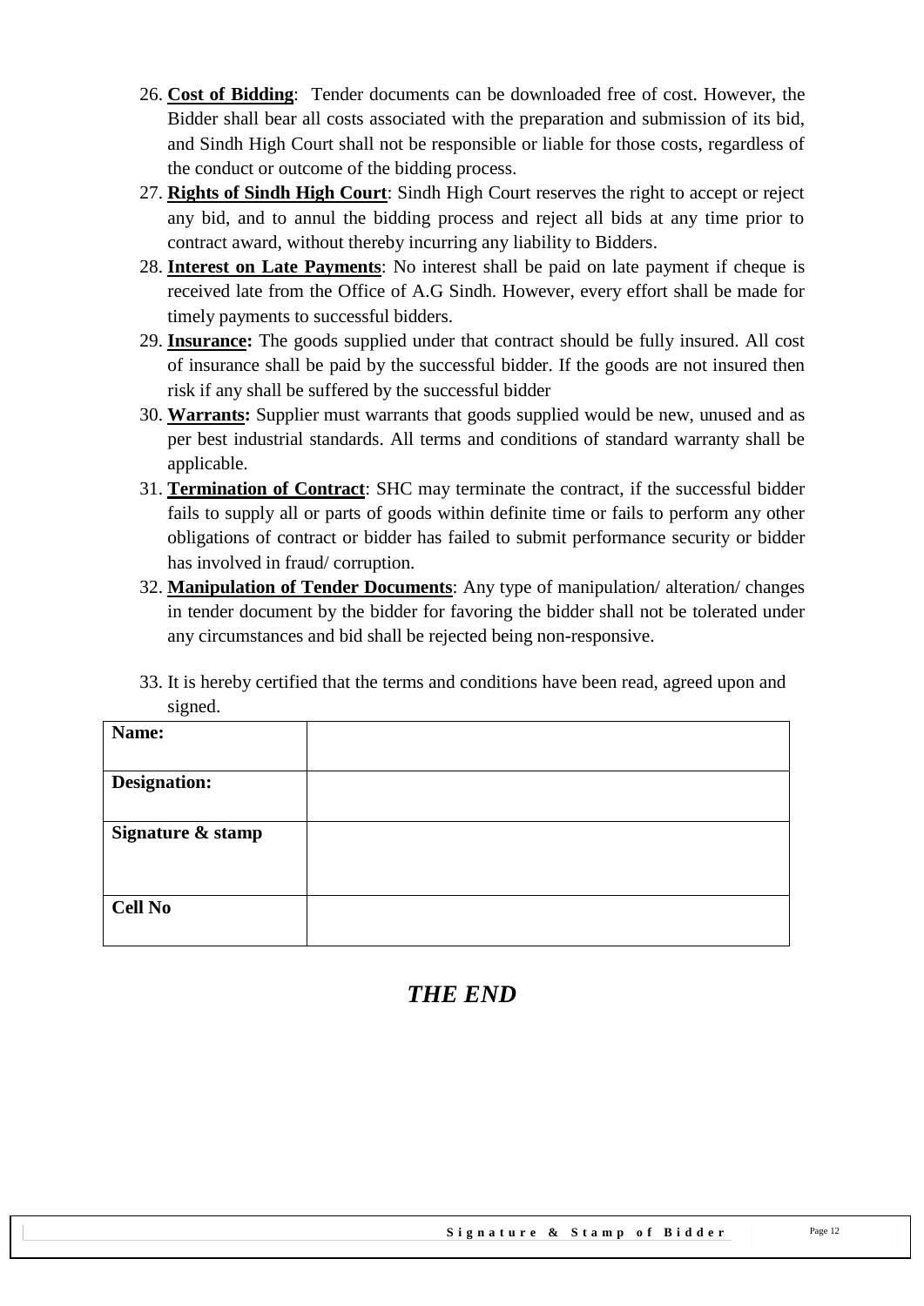26. **Cost of Bidding**: Tender documents can be downloaded free of cost. However, the Bidder shall bear all costs associated with the preparation and submission of its bid, and Sindh High Court shall not be responsible or liable for those costs, regardless of the conduct or outcome of the bidding process.
27. **Rights of Sindh High Court**: Sindh High Court reserves the right to accept or reject any bid, and to annul the bidding process and reject all bids at any time prior to contract award, without thereby incurring any liability to Bidders.
28. **Interest on Late Payments**: No interest shall be paid on late payment if cheque is received late from the Office of A.G Sindh. However, every effort shall be made for timely payments to successful bidders.
29. **Insurance:** The goods supplied under that contract should be fully insured. All cost of insurance shall be paid by the successful bidder. If the goods are not insured then risk if any shall be suffered by the successful bidder
30. **Warrants:** Supplier must warrants that goods supplied would be new, unused and as per best industrial standards. All terms and conditions of standard warranty shall be applicable.
31. **Termination of Contract**: SHC may terminate the contract, if the successful bidder fails to supply all or parts of goods within definite time or fails to perform any other obligations of contract or bidder has failed to submit performance security or bidder has involved in fraud/ corruption.
32. **Manipulation of Tender Documents**: Any type of manipulation/ alteration/ changes in tender document by the bidder for favoring the bidder shall not be tolerated under any circumstances and bid shall be rejected being non-responsive.

33. It is hereby certified that the terms and conditions have been read, agreed upon and signed.

| | |
|---|---|
| **Name:** | |
| **Designation:** | |
| **Signature & stamp** | |
| **Cell No** | |

## *THE END*